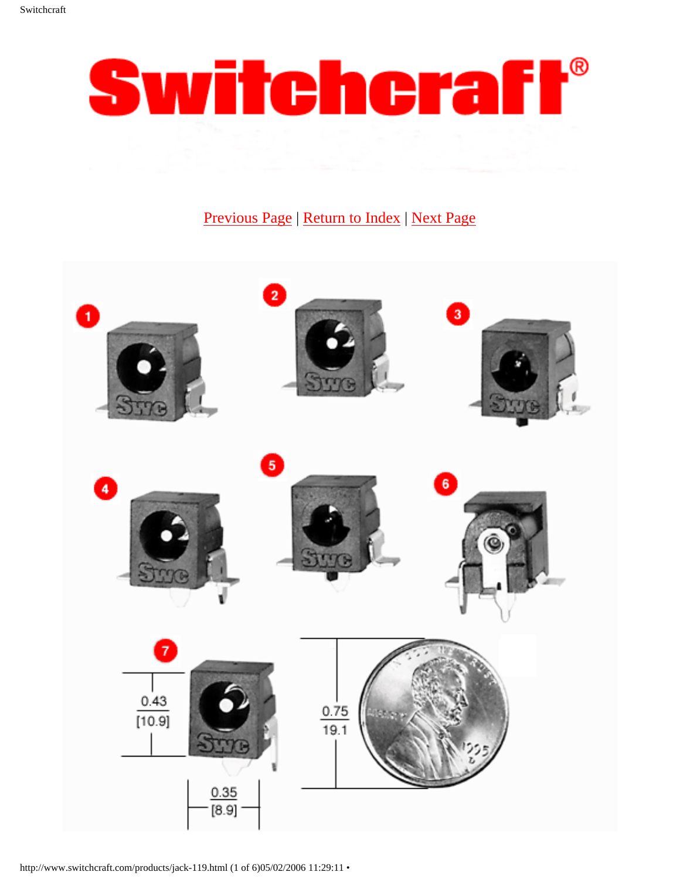# Switchcraft®

Previous Page | Return to Index | Next Page

1

2

3

4

5

6

7

0.43
[10.9]

0.35
[8.9]

0.75
19.1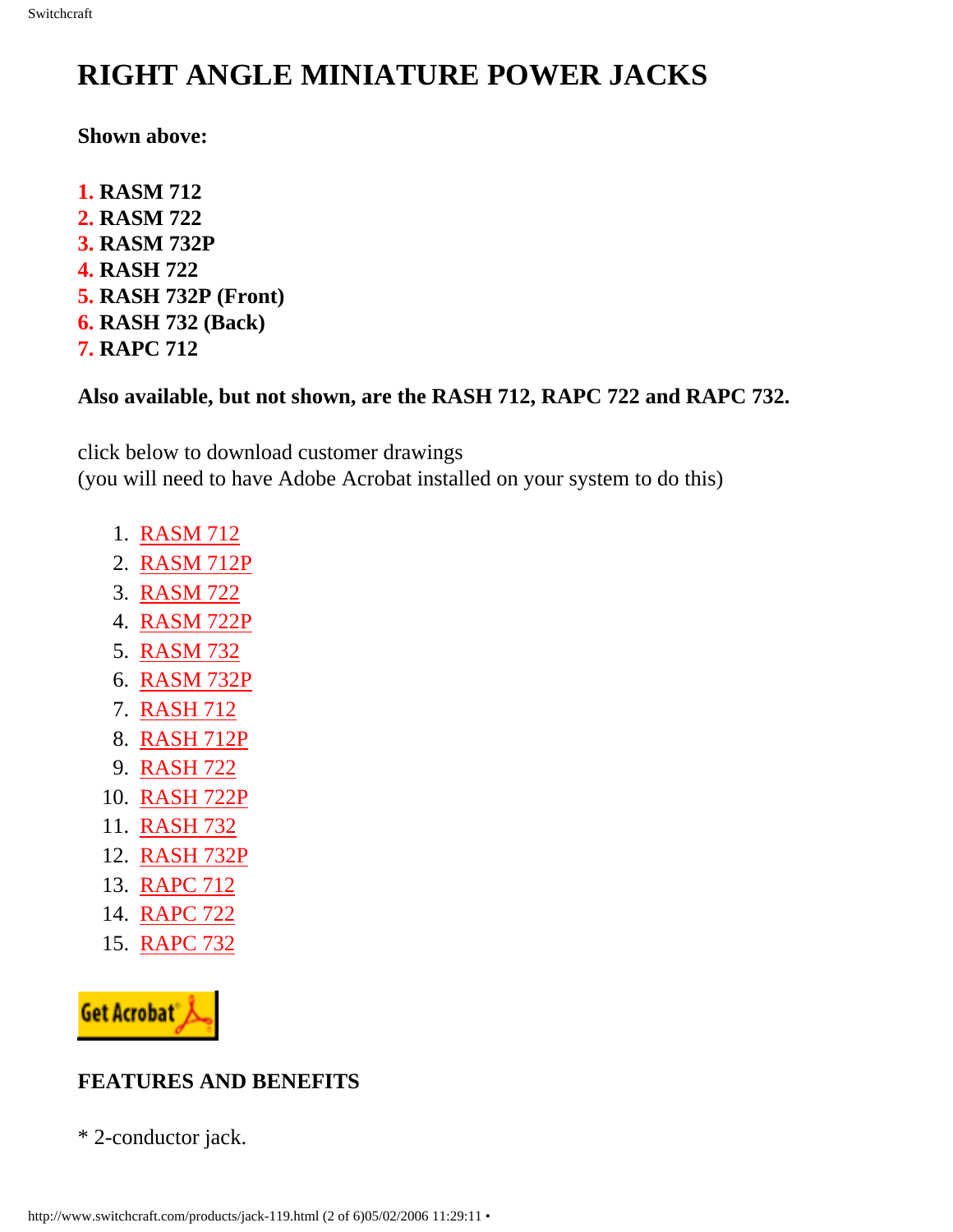# RIGHT ANGLE MINIATURE POWER JACKS

**Shown above:**

**1. RASM 712**
**2. RASM 722**
**3. RASM 732P**
**4. RASH 722**
**5. RASH 732P (Front)**
**6. RASH 732 (Back)**
**7. RAPC 712**

**Also available, but not shown, are the RASH 712, RAPC 722 and RAPC 732.**

click below to download customer drawings
(you will need to have Adobe Acrobat installed on your system to do this)

1. RASM 712
2. RASM 712P
3. RASM 722
4. RASM 722P
5. RASM 732
6. RASM 732P
7. RASH 712
8. RASH 712P
9. RASH 722
10. RASH 722P
11. RASH 732
12. RASH 732P
13. RAPC 712
14. RAPC 722
15. RAPC 732

Get Acrobat

**FEATURES AND BENEFITS**

* 2-conductor jack.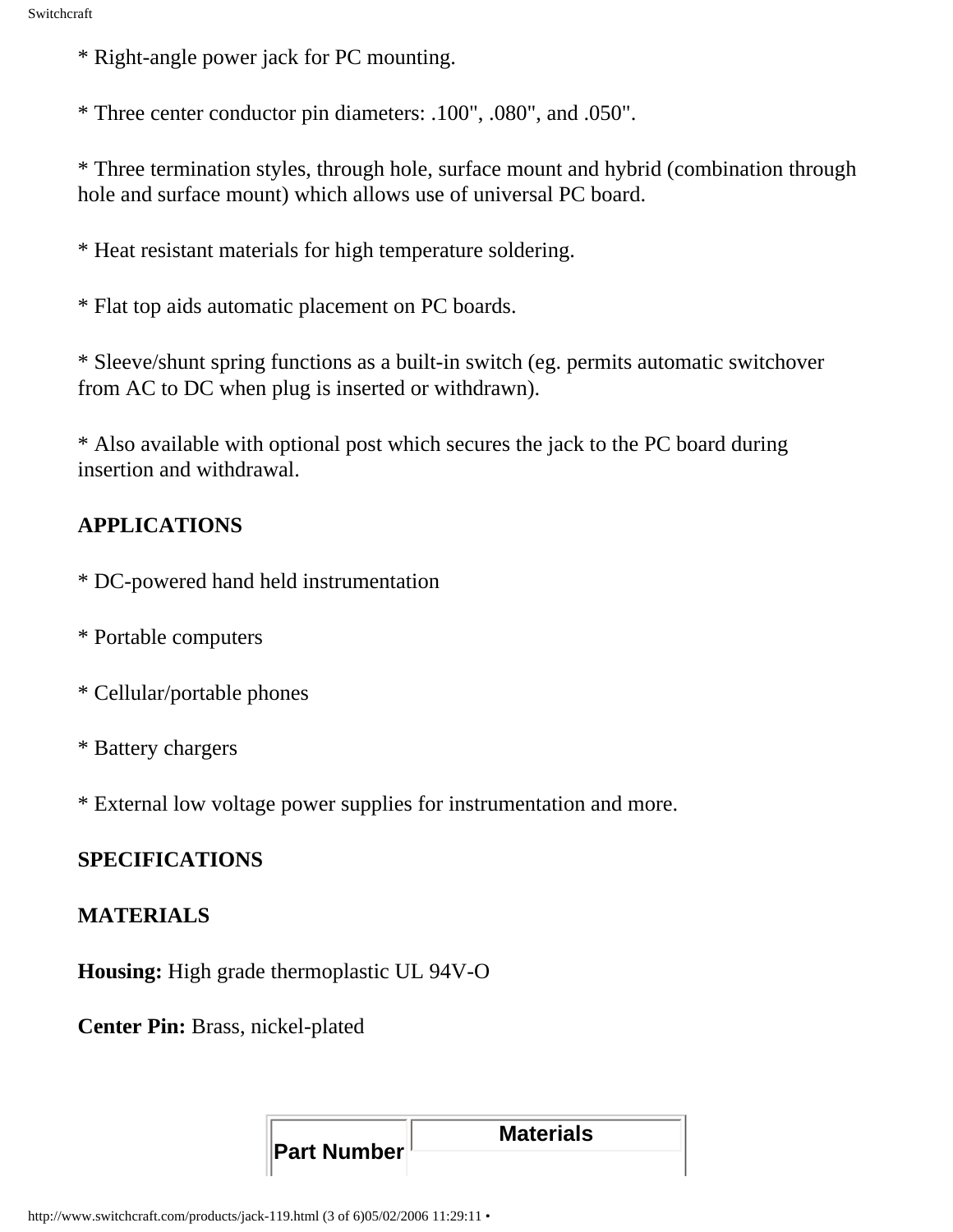* Right-angle power jack for PC mounting.

* Three center conductor pin diameters: .100", .080", and .050".

* Three termination styles, through hole, surface mount and hybrid (combination through hole and surface mount) which allows use of universal PC board.

* Heat resistant materials for high temperature soldering.

* Flat top aids automatic placement on PC boards.

* Sleeve/shunt spring functions as a built-in switch (eg. permits automatic switchover from AC to DC when plug is inserted or withdrawn).

* Also available with optional post which secures the jack to the PC board during insertion and withdrawal.

**APPLICATIONS**

* DC-powered hand held instrumentation

* Portable computers

* Cellular/portable phones

* Battery chargers

* External low voltage power supplies for instrumentation and more.

**SPECIFICATIONS**

**MATERIALS**

**Housing:** High grade thermoplastic UL 94V-O

**Center Pin:** Brass, nickel-plated

| Part Number | Materials |
| --- | --- |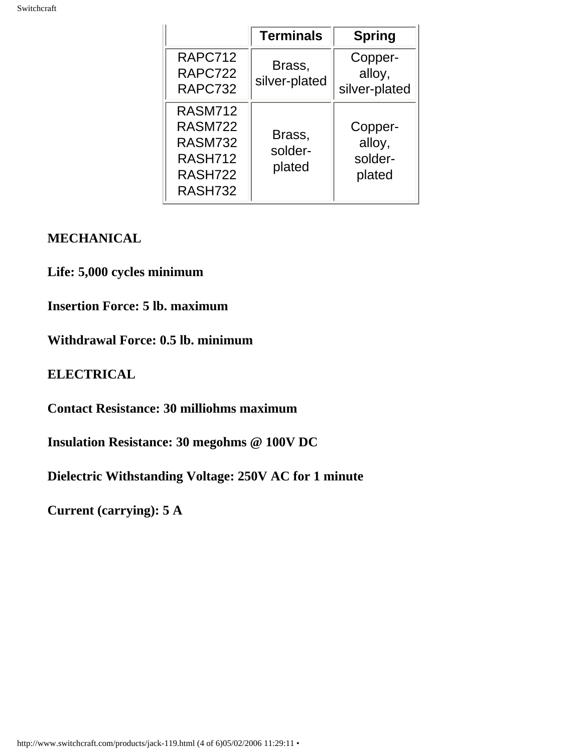| | Terminals | Spring |
|---|---|---|
| RAPC712<br>RAPC722<br>RAPC732 | Brass, silver-plated | Copper-alloy, silver-plated |
| RASM712<br>RASM722<br>RASM732<br>RASH712<br>RASH722<br>RASH732 | Brass, solder-plated | Copper-alloy, solder-plated |

**MECHANICAL**

**Life: 5,000 cycles minimum**

**Insertion Force: 5 lb. maximum**

**Withdrawal Force: 0.5 lb. minimum**

**ELECTRICAL**

**Contact Resistance: 30 milliohms maximum**

**Insulation Resistance: 30 megohms @ 100V DC**

**Dielectric Withstanding Voltage: 250V AC for 1 minute**

**Current (carrying): 5 A**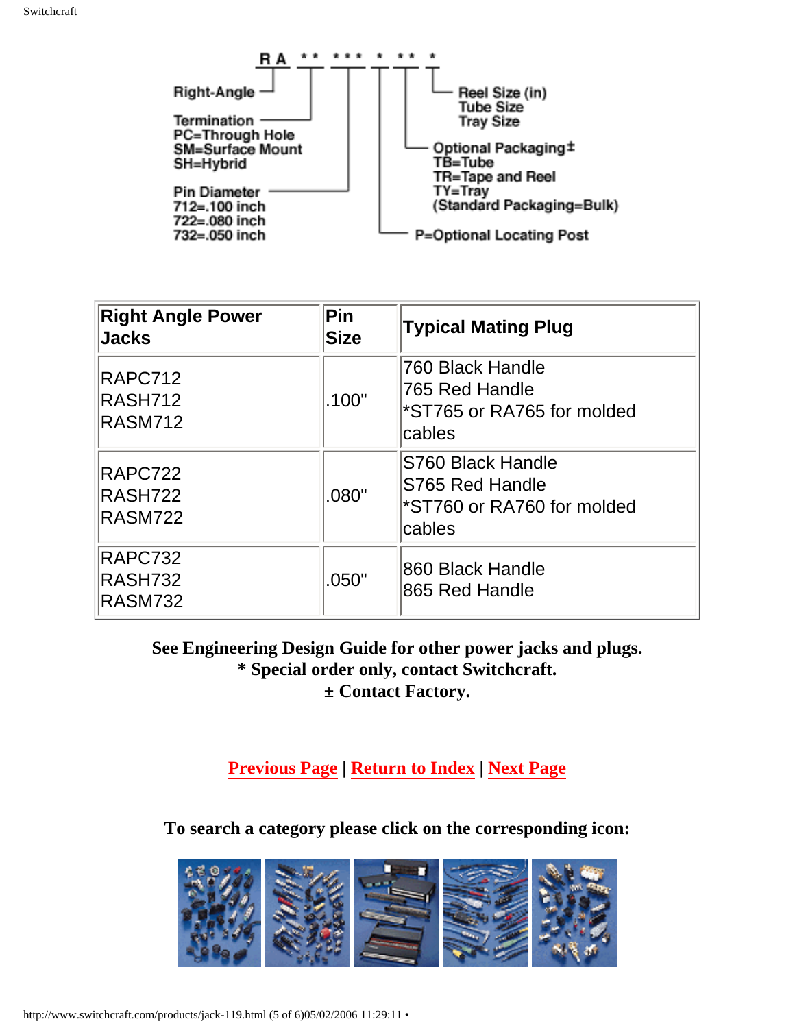RA ** *** * ** *

- Right-Angle
- Termination
  - PC=Through Hole
  - SM=Surface Mount
  - SH=Hybrid
- Pin Diameter
  - 712=.100 inch
  - 722=.080 inch
  - 732=.050 inch
- P=Optional Locating Post
- Optional Packaging±
  - TB=Tube
  - TR=Tape and Reel
  - TY=Tray
  - (Standard Packaging=Bulk)
- Reel Size (in)
  - Tube Size
  - Tray Size

| Right Angle Power Jacks | Pin Size | Typical Mating Plug |
|---|---|---|
| RAPC712<br>RASH712<br>RASM712 | .100" | 760 Black Handle<br>765 Red Handle<br>*ST765 or RA765 for molded cables |
| RAPC722<br>RASH722<br>RASM722 | .080" | S760 Black Handle<br>S765 Red Handle<br>*ST760 or RA760 for molded cables |
| RAPC732<br>RASH732<br>RASM732 | .050" | 860 Black Handle<br>865 Red Handle |

**See Engineering Design Guide for other power jacks and plugs.**
**\* Special order only, contact Switchcraft.**
**± Contact Factory.**

**Previous Page | Return to Index | Next Page**

**To search a category please click on the corresponding icon:**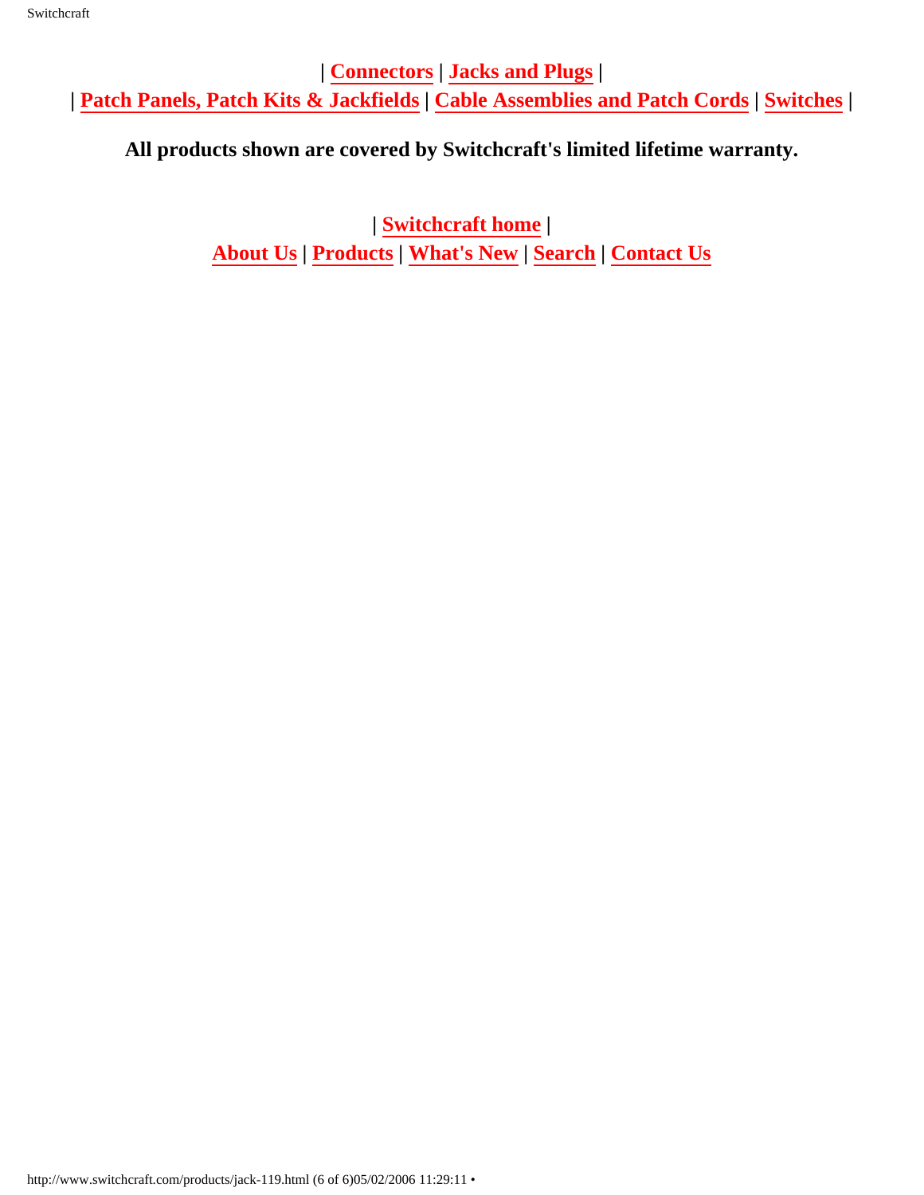| **Connectors** | **Jacks and Plugs** |
| **Patch Panels, Patch Kits & Jackfields** | **Cable Assemblies and Patch Cords** | **Switches** |

**All products shown are covered by Switchcraft's limited lifetime warranty.**

| **Switchcraft home** |
**About Us** | **Products** | **What's New** | **Search** | **Contact Us**